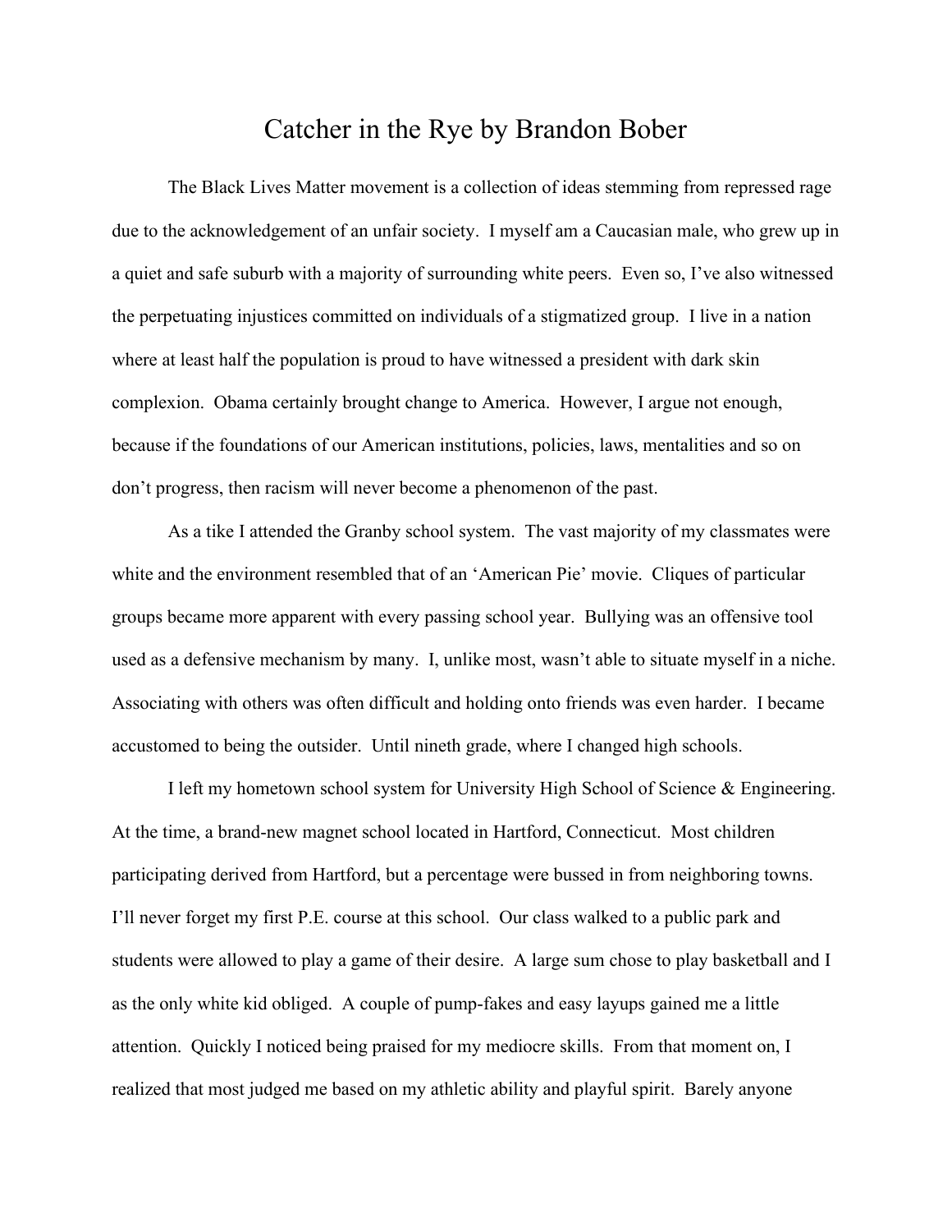# Catcher in the Rye by Brandon Bober

The Black Lives Matter movement is a collection of ideas stemming from repressed rage due to the acknowledgement of an unfair society. I myself am a Caucasian male, who grew up in a quiet and safe suburb with a majority of surrounding white peers. Even so, I've also witnessed the perpetuating injustices committed on individuals of a stigmatized group. I live in a nation where at least half the population is proud to have witnessed a president with dark skin complexion. Obama certainly brought change to America. However, I argue not enough, because if the foundations of our American institutions, policies, laws, mentalities and so on don't progress, then racism will never become a phenomenon of the past.

As a tike I attended the Granby school system. The vast majority of my classmates were white and the environment resembled that of an 'American Pie' movie. Cliques of particular groups became more apparent with every passing school year. Bullying was an offensive tool used as a defensive mechanism by many. I, unlike most, wasn't able to situate myself in a niche. Associating with others was often difficult and holding onto friends was even harder. I became accustomed to being the outsider. Until nineth grade, where I changed high schools.

I left my hometown school system for University High School of Science & Engineering. At the time, a brand-new magnet school located in Hartford, Connecticut. Most children participating derived from Hartford, but a percentage were bussed in from neighboring towns. I'll never forget my first P.E. course at this school. Our class walked to a public park and students were allowed to play a game of their desire. A large sum chose to play basketball and I as the only white kid obliged. A couple of pump-fakes and easy layups gained me a little attention. Quickly I noticed being praised for my mediocre skills. From that moment on, I realized that most judged me based on my athletic ability and playful spirit. Barely anyone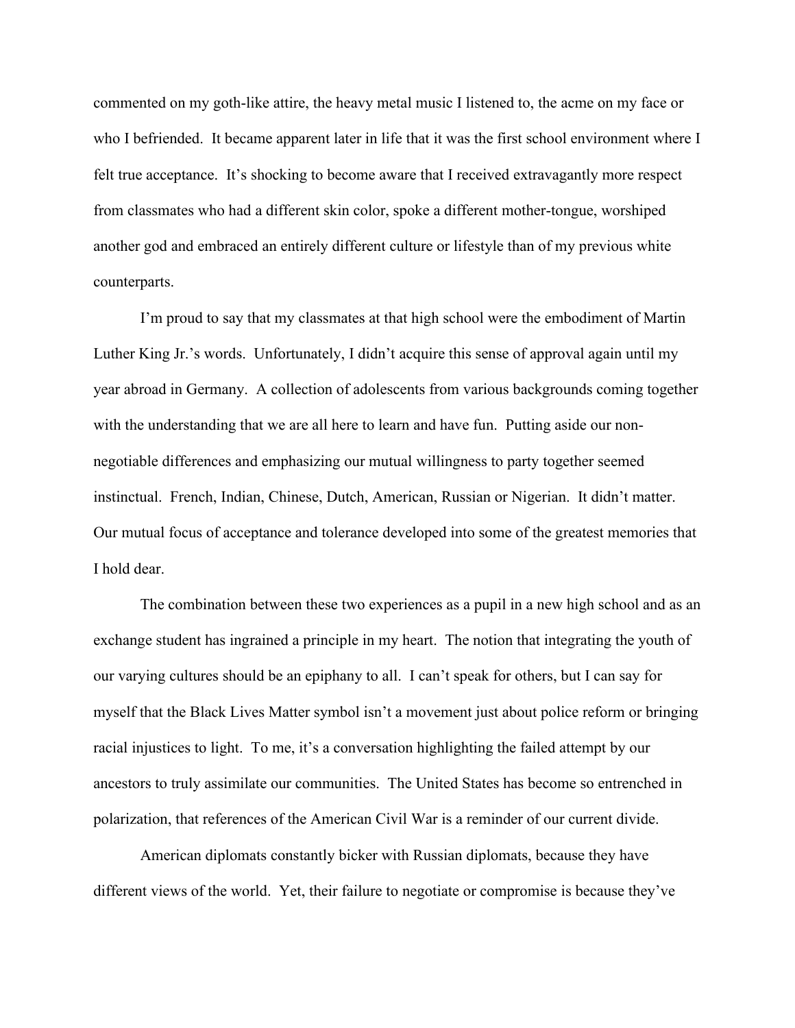commented on my goth-like attire, the heavy metal music I listened to, the acme on my face or who I befriended. It became apparent later in life that it was the first school environment where I felt true acceptance. It's shocking to become aware that I received extravagantly more respect from classmates who had a different skin color, spoke a different mother-tongue, worshiped another god and embraced an entirely different culture or lifestyle than of my previous white counterparts.

I'm proud to say that my classmates at that high school were the embodiment of Martin Luther King Jr.'s words. Unfortunately, I didn't acquire this sense of approval again until my year abroad in Germany. A collection of adolescents from various backgrounds coming together with the understanding that we are all here to learn and have fun. Putting aside our non-negotiable differences and emphasizing our mutual willingness to party together seemed instinctual. French, Indian, Chinese, Dutch, American, Russian or Nigerian. It didn't matter. Our mutual focus of acceptance and tolerance developed into some of the greatest memories that I hold dear.

The combination between these two experiences as a pupil in a new high school and as an exchange student has ingrained a principle in my heart. The notion that integrating the youth of our varying cultures should be an epiphany to all. I can't speak for others, but I can say for myself that the Black Lives Matter symbol isn't a movement just about police reform or bringing racial injustices to light. To me, it's a conversation highlighting the failed attempt by our ancestors to truly assimilate our communities. The United States has become so entrenched in polarization, that references of the American Civil War is a reminder of our current divide.

American diplomats constantly bicker with Russian diplomats, because they have different views of the world. Yet, their failure to negotiate or compromise is because they've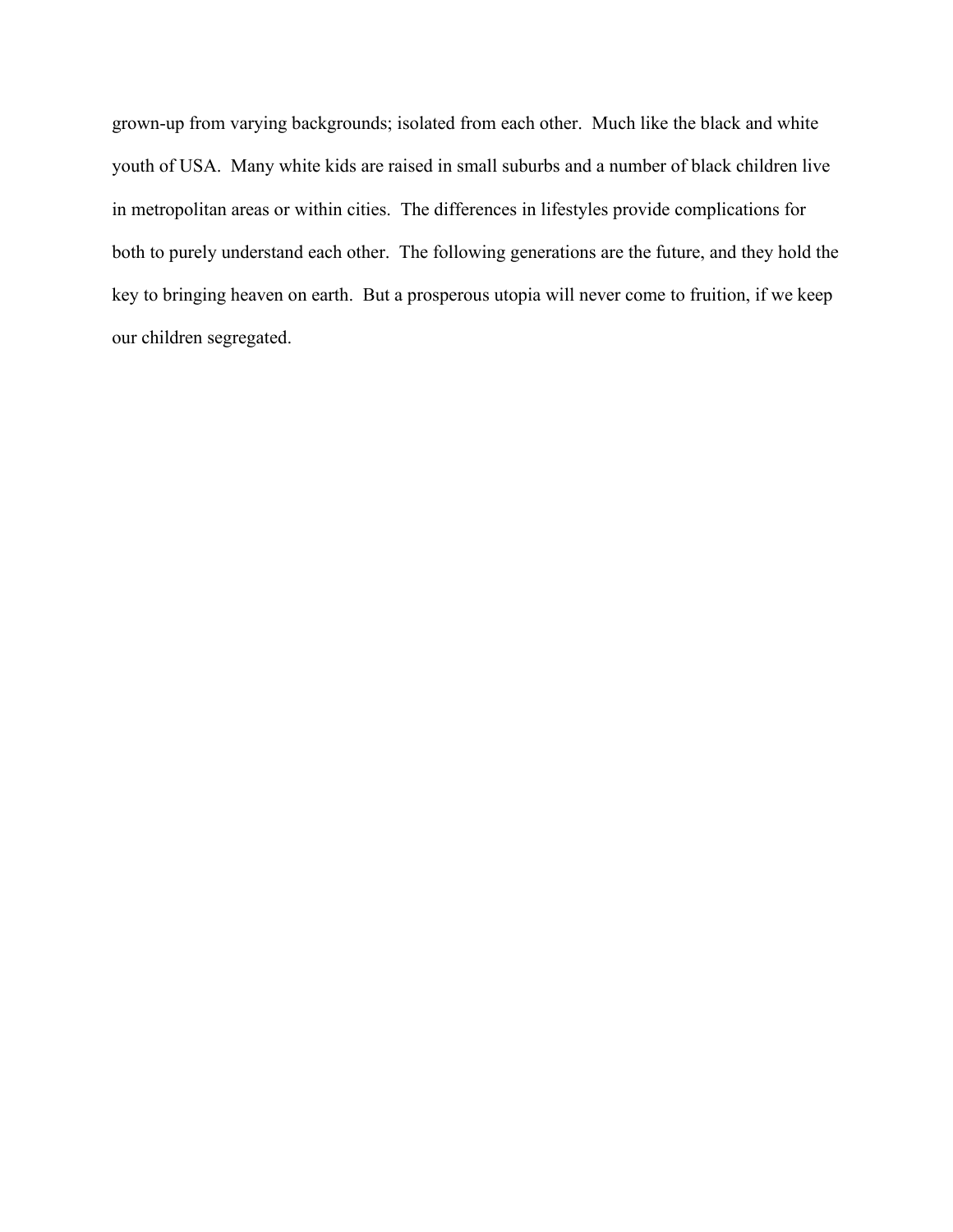grown-up from varying backgrounds; isolated from each other. Much like the black and white youth of USA. Many white kids are raised in small suburbs and a number of black children live in metropolitan areas or within cities. The differences in lifestyles provide complications for both to purely understand each other. The following generations are the future, and they hold the key to bringing heaven on earth. But a prosperous utopia will never come to fruition, if we keep our children segregated.